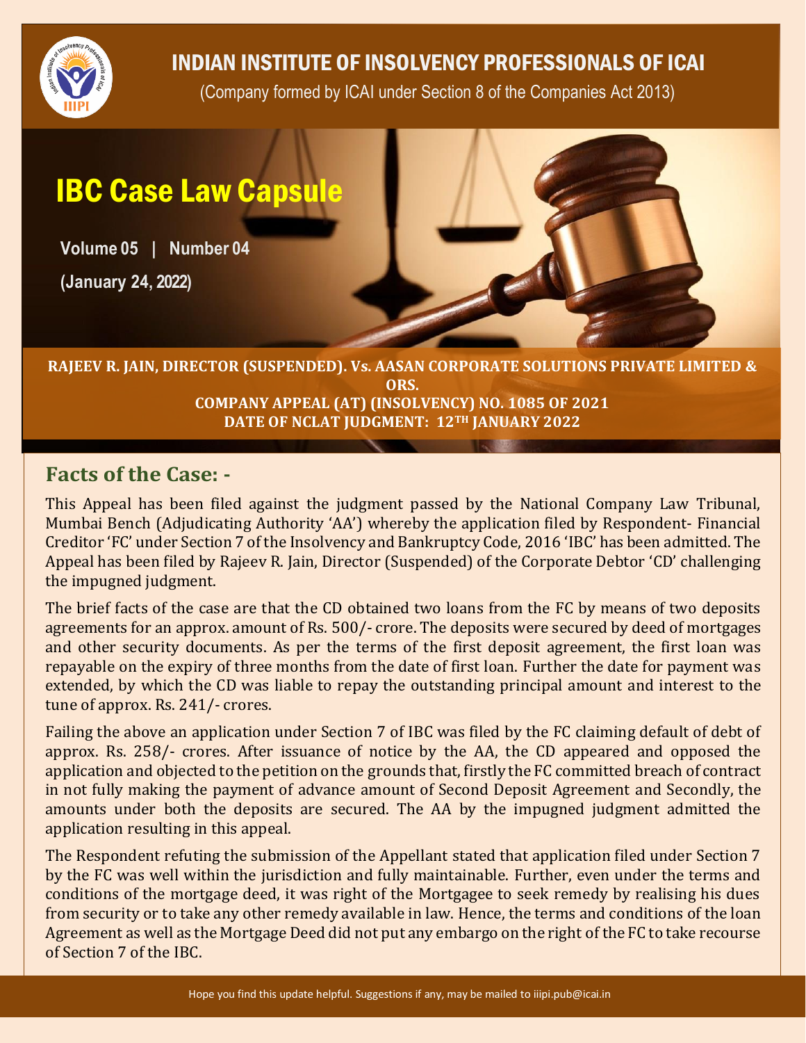# INDIAN INSTITUTE OF INSOLVENCY PROFESSIONALS OF ICAI

(Company formed by ICAI under Section 8 of the Companies Act 2013)

# IBC Case Law Capsule

**Volume 05 | Number 04**

**(January 24, 2022)**

**RAJEEV R. JAIN, DIRECTOR (SUSPENDED). Vs. AASAN CORPORATE SOLUTIONS PRIVATE LIMITED & ORS.**
**COMPANY APPEAL (AT) (INSOLVENCY) NO. 1085 OF 2021**
**DATE OF NCLAT JUDGMENT: 12TH JANUARY 2022**

## Facts of the Case: -

This Appeal has been filed against the judgment passed by the National Company Law Tribunal, Mumbai Bench (Adjudicating Authority 'AA') whereby the application filed by Respondent- Financial Creditor 'FC' under Section 7 of the Insolvency and Bankruptcy Code, 2016 'IBC' has been admitted. The Appeal has been filed by Rajeev R. Jain, Director (Suspended) of the Corporate Debtor 'CD' challenging the impugned judgment.

The brief facts of the case are that the CD obtained two loans from the FC by means of two deposits agreements for an approx. amount of Rs. 500/- crore. The deposits were secured by deed of mortgages and other security documents. As per the terms of the first deposit agreement, the first loan was repayable on the expiry of three months from the date of first loan. Further the date for payment was extended, by which the CD was liable to repay the outstanding principal amount and interest to the tune of approx. Rs. 241/- crores.

Failing the above an application under Section 7 of IBC was filed by the FC claiming default of debt of approx. Rs. 258/- crores. After issuance of notice by the AA, the CD appeared and opposed the application and objected to the petition on the grounds that, firstly the FC committed breach of contract in not fully making the payment of advance amount of Second Deposit Agreement and Secondly, the amounts under both the deposits are secured. The AA by the impugned judgment admitted the application resulting in this appeal.

The Respondent refuting the submission of the Appellant stated that application filed under Section 7 by the FC was well within the jurisdiction and fully maintainable. Further, even under the terms and conditions of the mortgage deed, it was right of the Mortgagee to seek remedy by realising his dues from security or to take any other remedy available in law. Hence, the terms and conditions of the loan Agreement as well as the Mortgage Deed did not put any embargo on the right of the FC to take recourse of Section 7 of the IBC.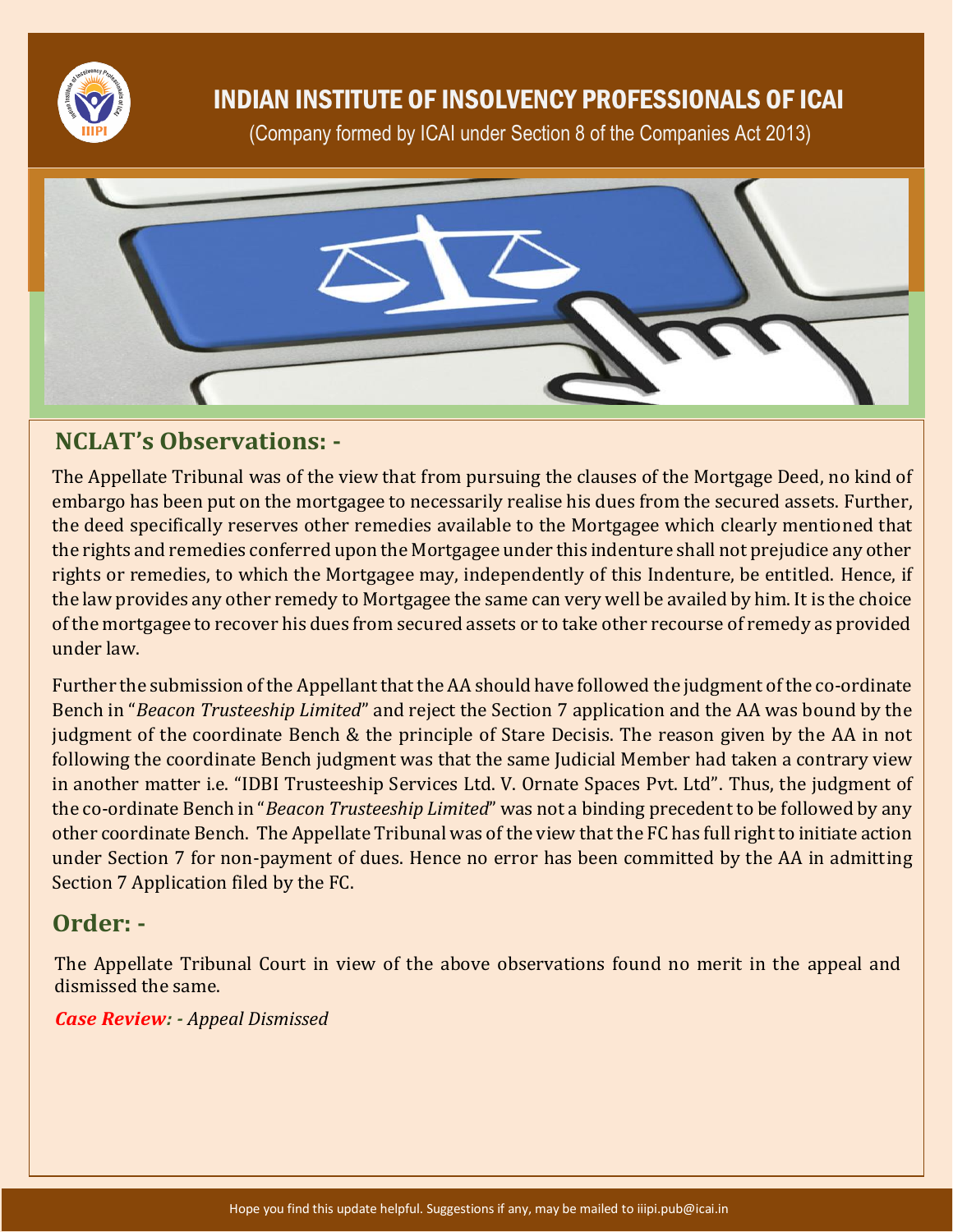## NCLAT's Observations: -

The Appellate Tribunal was of the view that from pursuing the clauses of the Mortgage Deed, no kind of embargo has been put on the mortgagee to necessarily realise his dues from the secured assets. Further, the deed specifically reserves other remedies available to the Mortgagee which clearly mentioned that the rights and remedies conferred upon the Mortgagee under this indenture shall not prejudice any other rights or remedies, to which the Mortgagee may, independently of this Indenture, be entitled. Hence, if the law provides any other remedy to Mortgagee the same can very well be availed by him. It is the choice of the mortgagee to recover his dues from secured assets or to take other recourse of remedy as provided under law.

Further the submission of the Appellant that the AA should have followed the judgment of the co-ordinate Bench in "*Beacon Trusteeship Limited*" and reject the Section 7 application and the AA was bound by the judgment of the coordinate Bench & the principle of Stare Decisis. The reason given by the AA in not following the coordinate Bench judgment was that the same Judicial Member had taken a contrary view in another matter i.e. "IDBI Trusteeship Services Ltd. V. Ornate Spaces Pvt. Ltd". Thus, the judgment of the co-ordinate Bench in "*Beacon Trusteeship Limited*" was not a binding precedent to be followed by any other coordinate Bench. The Appellate Tribunal was of the view that the FC has full right to initiate action under Section 7 for non-payment of dues. Hence no error has been committed by the AA in admitting Section 7 Application filed by the FC.

## Order: -

The Appellate Tribunal Court in view of the above observations found no merit in the appeal and dismissed the same.

***Case Review***: *- Appeal Dismissed*